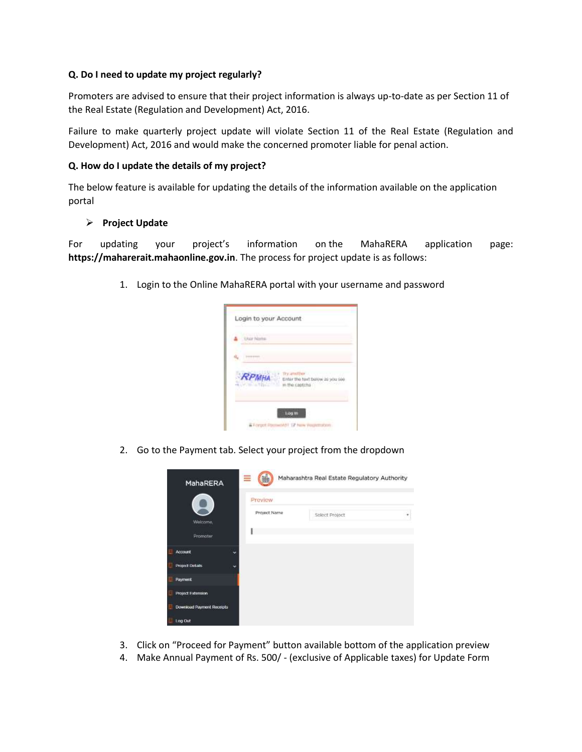**Q. Do I need to update my project regularly?**

Promoters are advised to ensure that their project information is always up-to-date as per Section 11 of the Real Estate (Regulation and Development) Act, 2016.

Failure to make quarterly project update will violate Section 11 of the Real Estate (Regulation and Development) Act, 2016 and would make the concerned promoter liable for penal action.

**Q. How do I update the details of my project?**

The below feature is available for updating the details of the information available on the application portal

- **Project Update**

For updating your project's information on the MahaRERA application page: **https://maharerait.mahaonline.gov.in**. The process for project update is as follows:

1. Login to the Online MahaRERA portal with your username and password
2. Go to the Payment tab. Select your project from the dropdown
3. Click on "Proceed for Payment" button available bottom of the application preview
4. Make Annual Payment of Rs. 500/ - (exclusive of Applicable taxes) for Update Form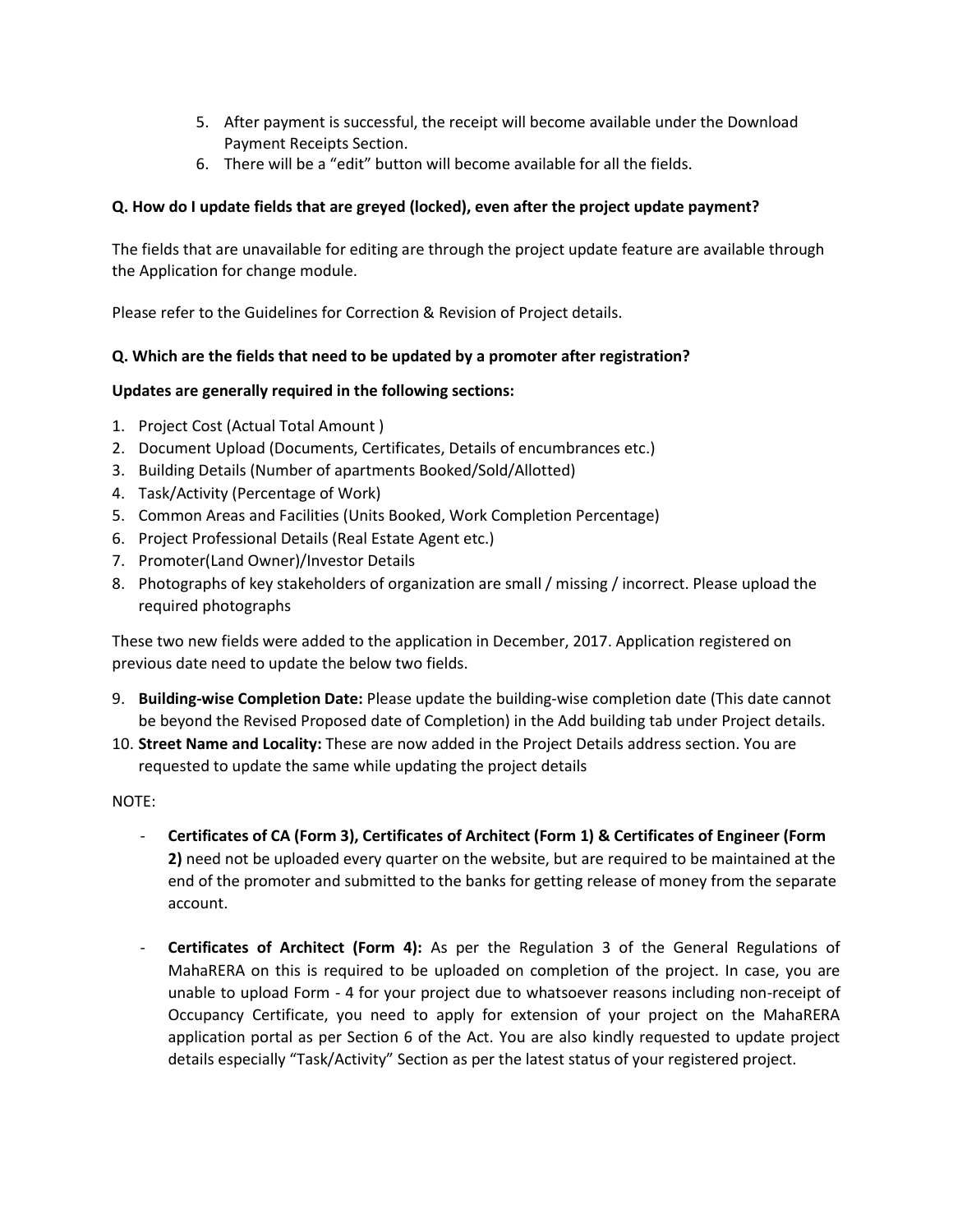5. After payment is successful, the receipt will become available under the Download Payment Receipts Section.
6. There will be a "edit" button will become available for all the fields.

**Q. How do I update fields that are greyed (locked), even after the project update payment?**

The fields that are unavailable for editing are through the project update feature are available through the Application for change module.

Please refer to the Guidelines for Correction & Revision of Project details.

**Q. Which are the fields that need to be updated by a promoter after registration?**

**Updates are generally required in the following sections:**

1. Project Cost (Actual Total Amount )
2. Document Upload (Documents, Certificates, Details of encumbrances etc.)
3. Building Details (Number of apartments Booked/Sold/Allotted)
4. Task/Activity (Percentage of Work)
5. Common Areas and Facilities (Units Booked, Work Completion Percentage)
6. Project Professional Details (Real Estate Agent etc.)
7. Promoter(Land Owner)/Investor Details
8. Photographs of key stakeholders of organization are small / missing / incorrect. Please upload the required photographs

These two new fields were added to the application in December, 2017. Application registered on previous date need to update the below two fields.

9. **Building-wise Completion Date:** Please update the building-wise completion date (This date cannot be beyond the Revised Proposed date of Completion) in the Add building tab under Project details.
10. **Street Name and Locality:** These are now added in the Project Details address section. You are requested to update the same while updating the project details

NOTE:

- **Certificates of CA (Form 3), Certificates of Architect (Form 1) & Certificates of Engineer (Form 2)** need not be uploaded every quarter on the website, but are required to be maintained at the end of the promoter and submitted to the banks for getting release of money from the separate account.

- **Certificates of Architect (Form 4):** As per the Regulation 3 of the General Regulations of MahaRERA on this is required to be uploaded on completion of the project. In case, you are unable to upload Form - 4 for your project due to whatsoever reasons including non-receipt of Occupancy Certificate, you need to apply for extension of your project on the MahaRERA application portal as per Section 6 of the Act. You are also kindly requested to update project details especially "Task/Activity" Section as per the latest status of your registered project.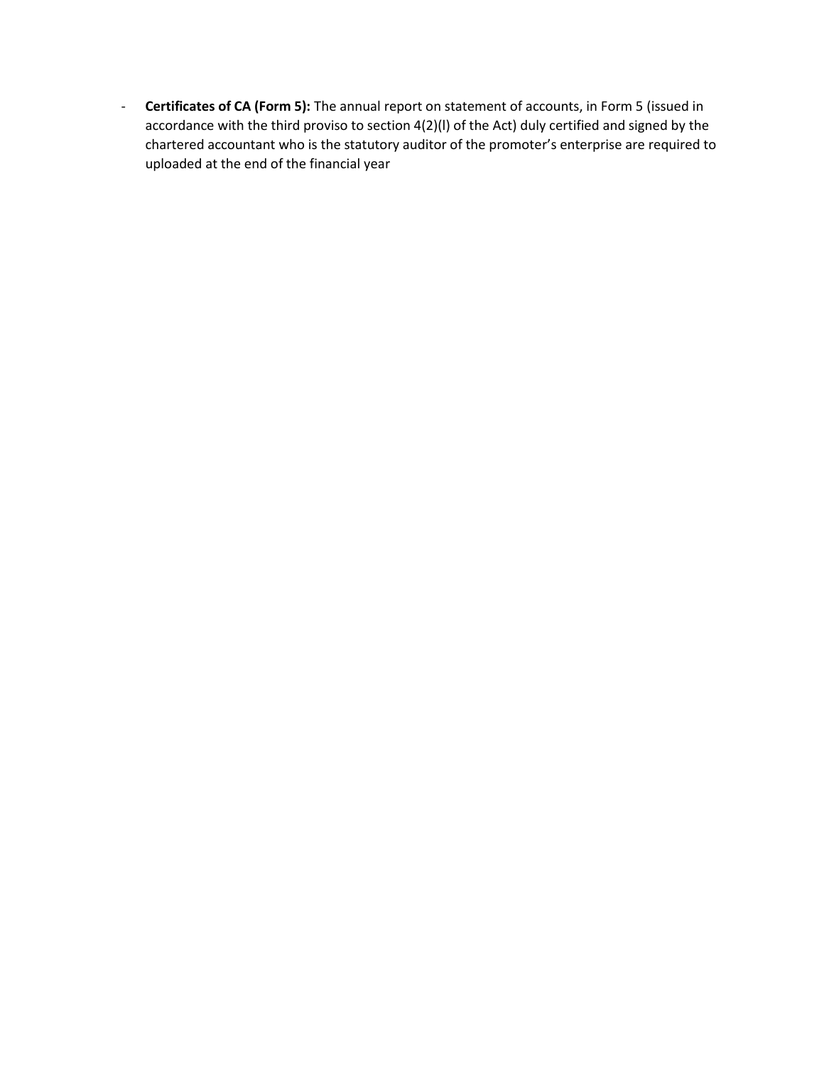- **Certificates of CA (Form 5):** The annual report on statement of accounts, in Form 5 (issued in accordance with the third proviso to section 4(2)(l) of the Act) duly certified and signed by the chartered accountant who is the statutory auditor of the promoter's enterprise are required to uploaded at the end of the financial year